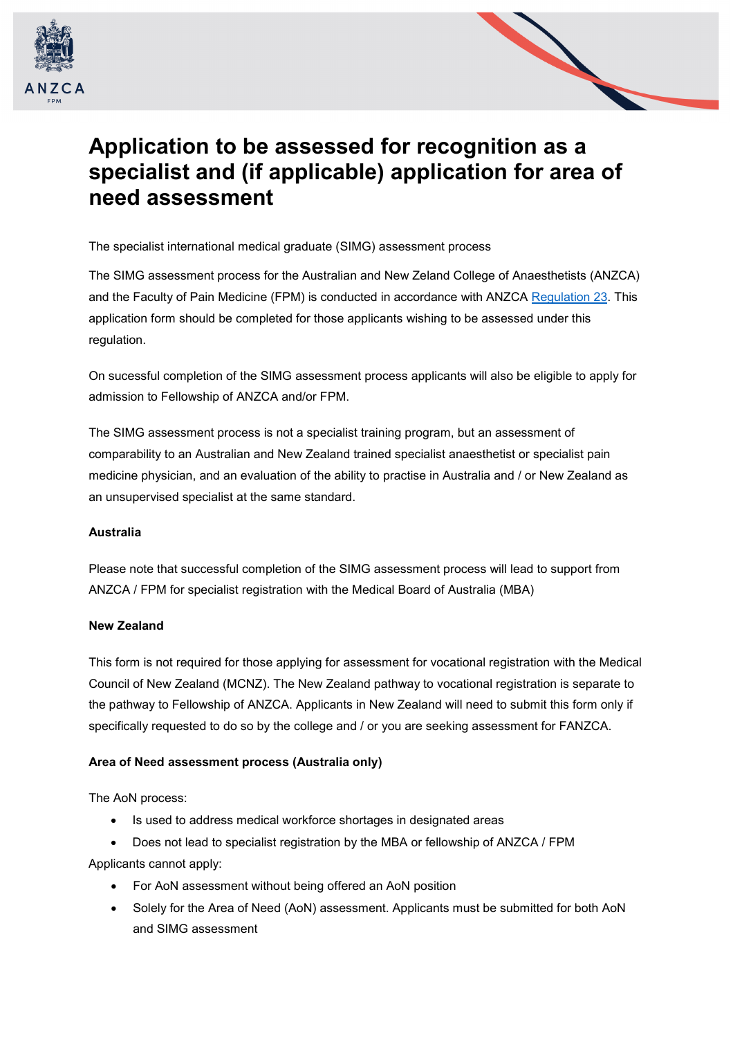# Application to be assessed for recognition as a specialist and (if applicable) application for area of need assessment

The specialist international medical graduate (SIMG) assessment process

The SIMG assessment process for the Australian and New Zeland College of Anaesthetists (ANZCA) and the Faculty of Pain Medicine (FPM) is conducted in accordance with ANZCA [Regulation 23](). This application form should be completed for those applicants wishing to be assessed under this regulation.

On sucessful completion of the SIMG assessment process applicants will also be eligible to apply for admission to Fellowship of ANZCA and/or FPM.

The SIMG assessment process is not a specialist training program, but an assessment of comparability to an Australian and New Zealand trained specialist anaesthetist or specialist pain medicine physician, and an evaluation of the ability to practise in Australia and / or New Zealand as an unsupervised specialist at the same standard.

**Australia**

Please note that successful completion of the SIMG assessment process will lead to support from ANZCA / FPM for specialist registration with the Medical Board of Australia (MBA)

**New Zealand**

This form is not required for those applying for assessment for vocational registration with the Medical Council of New Zealand (MCNZ). The New Zealand pathway to vocational registration is separate to the pathway to Fellowship of ANZCA. Applicants in New Zealand will need to submit this form only if specifically requested to do so by the college and / or you are seeking assessment for FANZCA.

**Area of Need assessment process (Australia only)**

The AoN process:

- Is used to address medical workforce shortages in designated areas
- Does not lead to specialist registration by the MBA or fellowship of ANZCA / FPM

Applicants cannot apply:

- For AoN assessment without being offered an AoN position
- Solely for the Area of Need (AoN) assessment. Applicants must be submitted for both AoN and SIMG assessment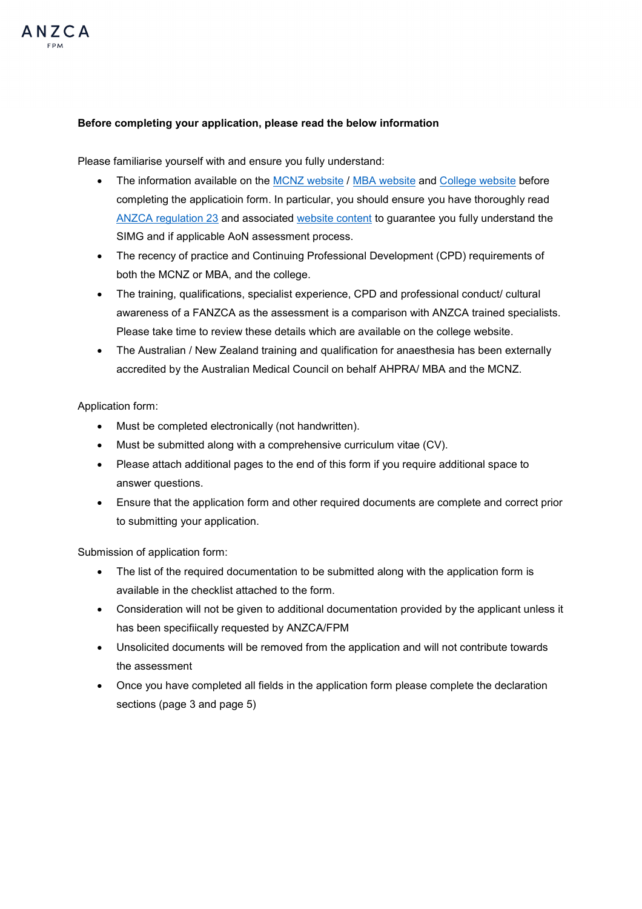**Before completing your application, please read the below information**

Please familiarise yourself with and ensure you fully understand:

- The information available on the MCNZ website / MBA website and College website before completing the applicatioin form. In particular, you should ensure you have thoroughly read ANZCA regulation 23 and associated website content to guarantee you fully understand the SIMG and if applicable AoN assessment process.
- The recency of practice and Continuing Professional Development (CPD) requirements of both the MCNZ or MBA, and the college.
- The training, qualifications, specialist experience, CPD and professional conduct/ cultural awareness of a FANZCA as the assessment is a comparison with ANZCA trained specialists. Please take time to review these details which are available on the college website.
- The Australian / New Zealand training and qualification for anaesthesia has been externally accredited by the Australian Medical Council on behalf AHPRA/ MBA and the MCNZ.

Application form:

- Must be completed electronically (not handwritten).
- Must be submitted along with a comprehensive curriculum vitae (CV).
- Please attach additional pages to the end of this form if you require additional space to answer questions.
- Ensure that the application form and other required documents are complete and correct prior to submitting your application.

Submission of application form:

- The list of the required documentation to be submitted along with the application form is available in the checklist attached to the form.
- Consideration will not be given to additional documentation provided by the applicant unless it has been specifiically requested by ANZCA/FPM
- Unsolicited documents will be removed from the application and will not contribute towards the assessment
- Once you have completed all fields in the application form please complete the declaration sections (page 3 and page 5)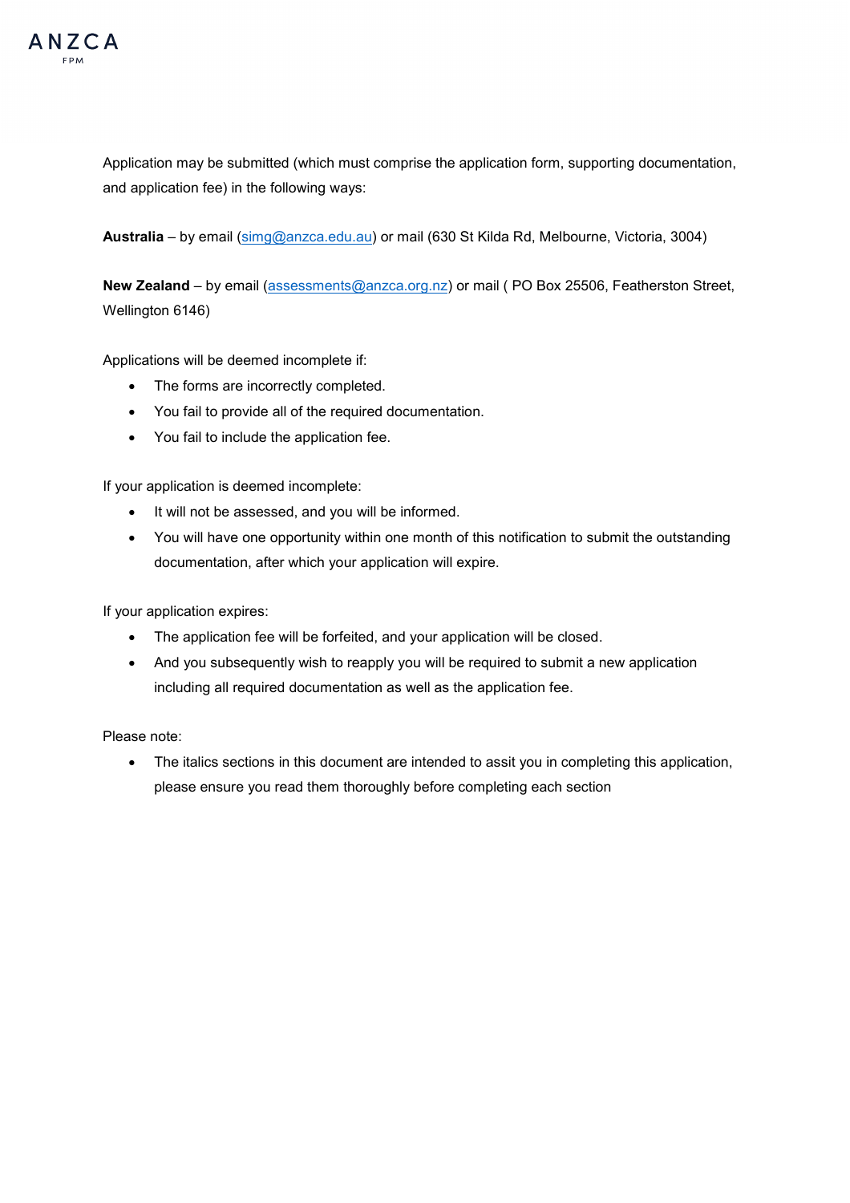Application may be submitted (which must comprise the application form, supporting documentation, and application fee) in the following ways:

**Australia** – by email (simg@anzca.edu.au) or mail (630 St Kilda Rd, Melbourne, Victoria, 3004)

**New Zealand** – by email (assessments@anzca.org.nz) or mail ( PO Box 25506, Featherston Street, Wellington 6146)

Applications will be deemed incomplete if:

- The forms are incorrectly completed.
- You fail to provide all of the required documentation.
- You fail to include the application fee.

If your application is deemed incomplete:

- It will not be assessed, and you will be informed.
- You will have one opportunity within one month of this notification to submit the outstanding documentation, after which your application will expire.

If your application expires:

- The application fee will be forfeited, and your application will be closed.
- And you subsequently wish to reapply you will be required to submit a new application including all required documentation as well as the application fee.

Please note:

- The italics sections in this document are intended to assit you in completing this application, please ensure you read them thoroughly before completing each section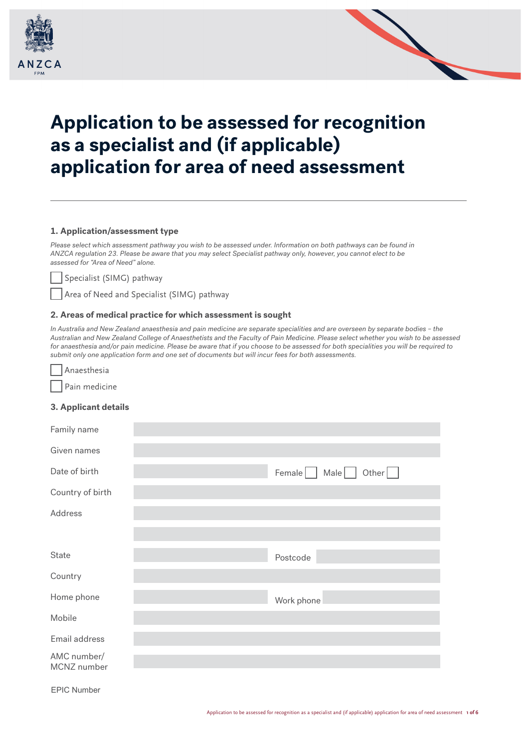# Application to be assessed for recognition as a specialist and (if applicable) application for area of need assessment

### 1. Application/assessment type

*Please select which assessment pathway you wish to be assessed under. Information on both pathways can be found in ANZCA regulation 23. Please be aware that you may select Specialist pathway only, however, you cannot elect to be assessed for "Area of Need" alone.*

- ☐ Specialist (SIMG) pathway
- ☐ Area of Need and Specialist (SIMG) pathway

### 2. Areas of medical practice for which assessment is sought

*In Australia and New Zealand anaesthesia and pain medicine are separate specialities and are overseen by separate bodies – the Australian and New Zealand College of Anaesthetists and the Faculty of Pain Medicine. Please select whether you wish to be assessed for anaesthesia and/or pain medicine. Please be aware that if you choose to be assessed for both specialities you will be required to submit only one application form and one set of documents but will incur fees for both assessments.*

- ☐ Anaesthesia
- ☐ Pain medicine

### 3. Applicant details

| | | | |
|---|---|---|---|
| Family name | | | |
| Given names | | | |
| Date of birth | | Female ☐ Male ☐ Other ☐ | |
| Country of birth | | | |
| Address | | | |
| | | | |
| State | | Postcode | |
| Country | | | |
| Home phone | | Work phone | |
| Mobile | | | |
| Email address | | | |
| AMC number/ MCNZ number | | | |
| EPIC Number | | | |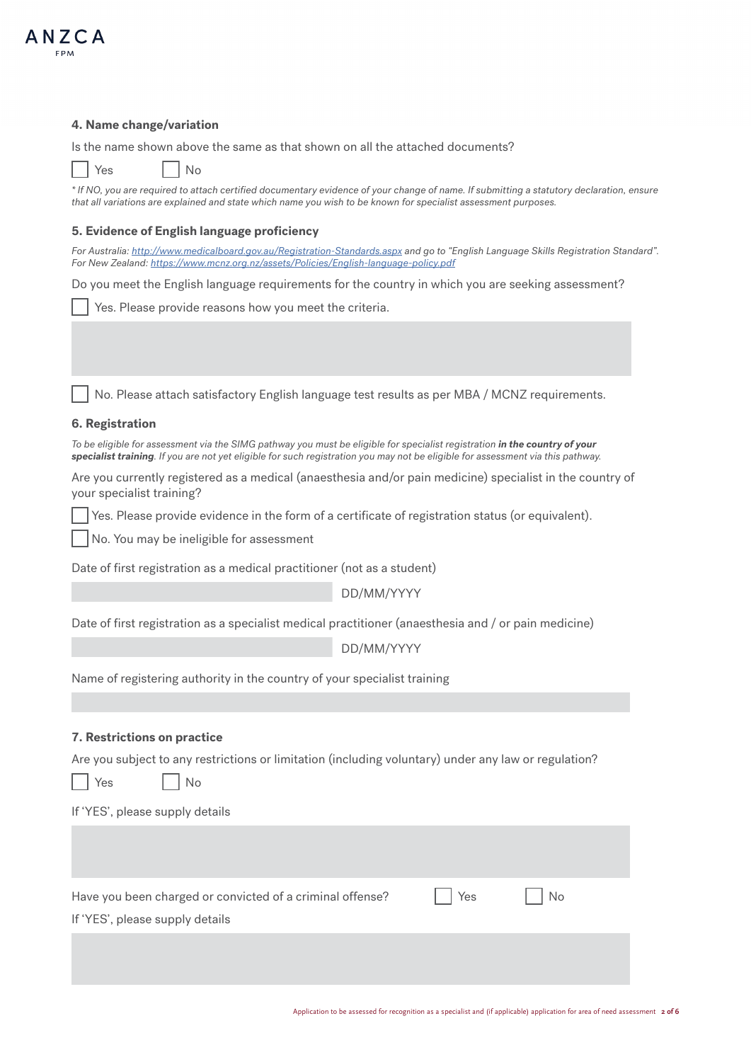### 4. Name change/variation

Is the name shown above the same as that shown on all the attached documents?

☐ Yes ☐ No

*\* If NO, you are required to attach certified documentary evidence of your change of name. If submitting a statutory declaration, ensure that all variations are explained and state which name you wish to be known for specialist assessment purposes.*

### 5. Evidence of English language proficiency

*For Australia: [http://www.medicalboard.gov.au/Registration-Standards.aspx](http://www.medicalboard.gov.au/Registration-Standards.aspx) and go to "English Language Skills Registration Standard".*
*For New Zealand: [https://www.mcnz.org.nz/assets/Policies/English-language-policy.pdf](https://www.mcnz.org.nz/assets/Policies/English-language-policy.pdf)*

Do you meet the English language requirements for the country in which you are seeking assessment?

☐ Yes. Please provide reasons how you meet the criteria.

☐ No. Please attach satisfactory English language test results as per MBA / MCNZ requirements.

### 6. Registration

*To be eligible for assessment via the SIMG pathway you must be eligible for specialist registration* ***in the country of your specialist training****. If you are not yet eligible for such registration you may not be eligible for assessment via this pathway.*

Are you currently registered as a medical (anaesthesia and/or pain medicine) specialist in the country of your specialist training?

☐ Yes. Please provide evidence in the form of a certificate of registration status (or equivalent).

☐ No. You may be ineligible for assessment

Date of first registration as a medical practitioner (not as a student)

DD/MM/YYYY

Date of first registration as a specialist medical practitioner (anaesthesia and / or pain medicine)

DD/MM/YYYY

Name of registering authority in the country of your specialist training

### 7. Restrictions on practice

Are you subject to any restrictions or limitation (including voluntary) under any law or regulation?

☐ Yes ☐ No

If 'YES', please supply details

Have you been charged or convicted of a criminal offense? ☐ Yes ☐ No

If 'YES', please supply details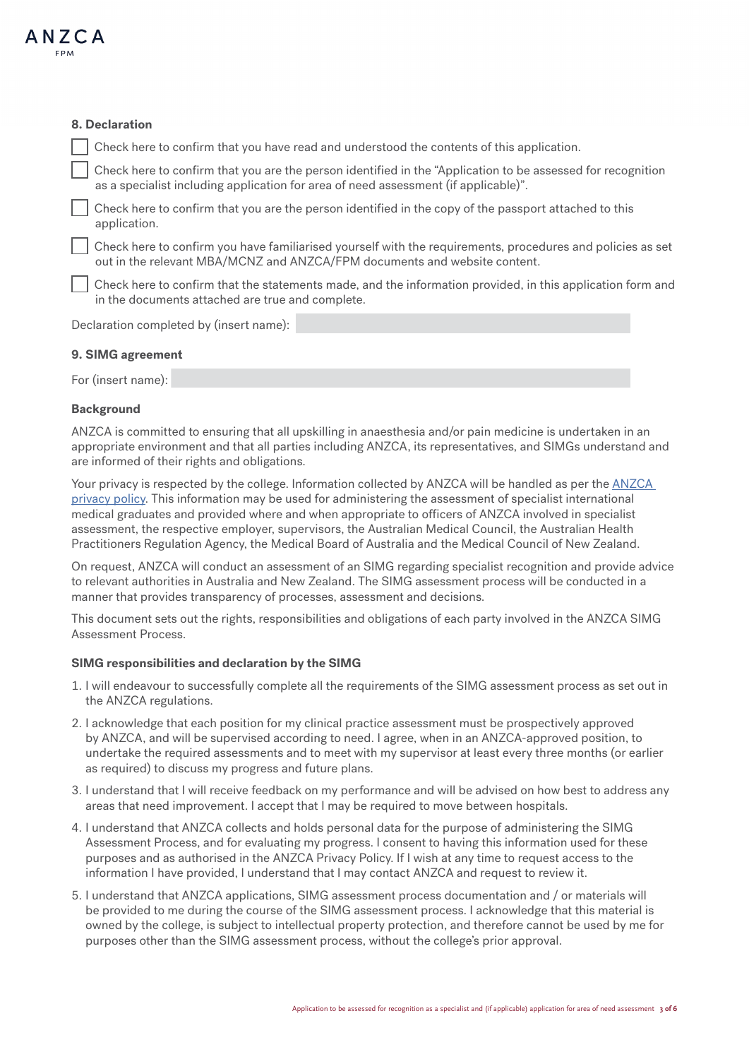## 8. Declaration

- [ ] Check here to confirm that you have read and understood the contents of this application.
- [ ] Check here to confirm that you are the person identified in the "Application to be assessed for recognition as a specialist including application for area of need assessment (if applicable)".
- [ ] Check here to confirm that you are the person identified in the copy of the passport attached to this application.
- [ ] Check here to confirm you have familiarised yourself with the requirements, procedures and policies as set out in the relevant MBA/MCNZ and ANZCA/FPM documents and website content.
- [ ] Check here to confirm that the statements made, and the information provided, in this application form and in the documents attached are true and complete.

Declaration completed by (insert name):

## 9. SIMG agreement

For (insert name):

### Background

ANZCA is committed to ensuring that all upskilling in anaesthesia and/or pain medicine is undertaken in an appropriate environment and that all parties including ANZCA, its representatives, and SIMGs understand and are informed of their rights and obligations.

Your privacy is respected by the college. Information collected by ANZCA will be handled as per the ANZCA privacy policy. This information may be used for administering the assessment of specialist international medical graduates and provided where and when appropriate to officers of ANZCA involved in specialist assessment, the respective employer, supervisors, the Australian Medical Council, the Australian Health Practitioners Regulation Agency, the Medical Board of Australia and the Medical Council of New Zealand.

On request, ANZCA will conduct an assessment of an SIMG regarding specialist recognition and provide advice to relevant authorities in Australia and New Zealand. The SIMG assessment process will be conducted in a manner that provides transparency of processes, assessment and decisions.

This document sets out the rights, responsibilities and obligations of each party involved in the ANZCA SIMG Assessment Process.

### SIMG responsibilities and declaration by the SIMG

1. I will endeavour to successfully complete all the requirements of the SIMG assessment process as set out in the ANZCA regulations.
2. I acknowledge that each position for my clinical practice assessment must be prospectively approved by ANZCA, and will be supervised according to need. I agree, when in an ANZCA-approved position, to undertake the required assessments and to meet with my supervisor at least every three months (or earlier as required) to discuss my progress and future plans.
3. I understand that I will receive feedback on my performance and will be advised on how best to address any areas that need improvement. I accept that I may be required to move between hospitals.
4. I understand that ANZCA collects and holds personal data for the purpose of administering the SIMG Assessment Process, and for evaluating my progress. I consent to having this information used for these purposes and as authorised in the ANZCA Privacy Policy. If I wish at any time to request access to the information I have provided, I understand that I may contact ANZCA and request to review it.
5. I understand that ANZCA applications, SIMG assessment process documentation and / or materials will be provided to me during the course of the SIMG assessment process. I acknowledge that this material is owned by the college, is subject to intellectual property protection, and therefore cannot be used by me for purposes other than the SIMG assessment process, without the college's prior approval.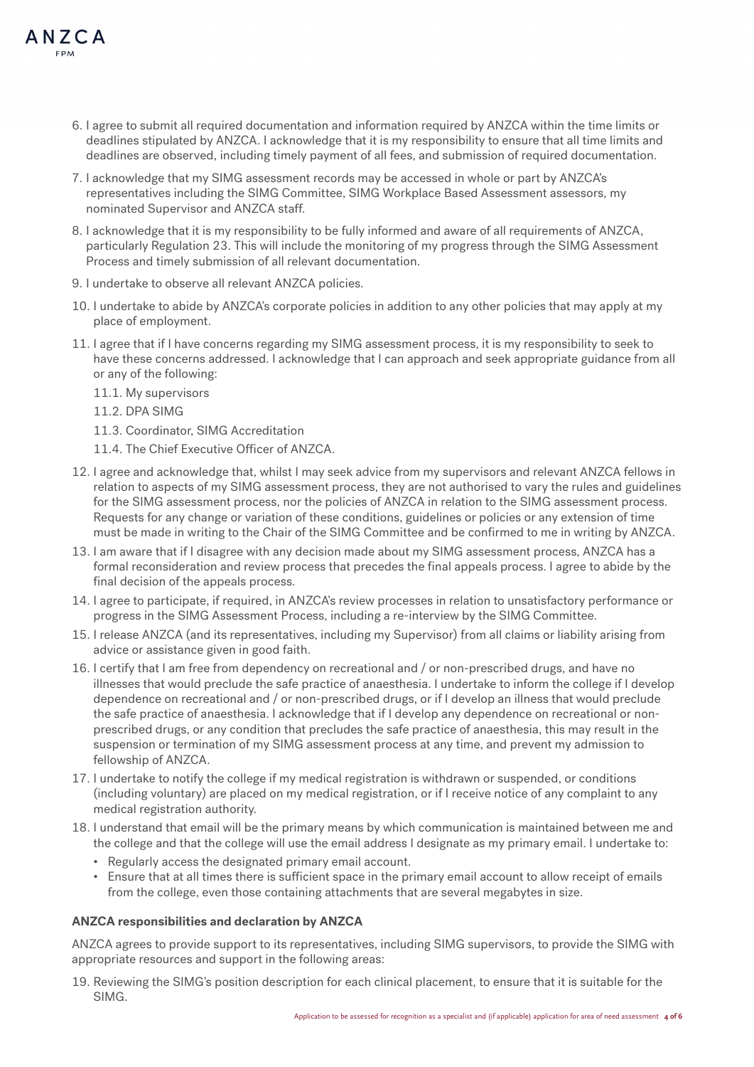6. I agree to submit all required documentation and information required by ANZCA within the time limits or deadlines stipulated by ANZCA. I acknowledge that it is my responsibility to ensure that all time limits and deadlines are observed, including timely payment of all fees, and submission of required documentation.
7. I acknowledge that my SIMG assessment records may be accessed in whole or part by ANZCA's representatives including the SIMG Committee, SIMG Workplace Based Assessment assessors, my nominated Supervisor and ANZCA staff.
8. I acknowledge that it is my responsibility to be fully informed and aware of all requirements of ANZCA, particularly Regulation 23. This will include the monitoring of my progress through the SIMG Assessment Process and timely submission of all relevant documentation.
9. I undertake to observe all relevant ANZCA policies.
10. I undertake to abide by ANZCA's corporate policies in addition to any other policies that may apply at my place of employment.
11. I agree that if I have concerns regarding my SIMG assessment process, it is my responsibility to seek to have these concerns addressed. I acknowledge that I can approach and seek appropriate guidance from all or any of the following:
    11.1. My supervisors
    11.2. DPA SIMG
    11.3. Coordinator, SIMG Accreditation
    11.4. The Chief Executive Officer of ANZCA.
12. I agree and acknowledge that, whilst I may seek advice from my supervisors and relevant ANZCA fellows in relation to aspects of my SIMG assessment process, they are not authorised to vary the rules and guidelines for the SIMG assessment process, nor the policies of ANZCA in relation to the SIMG assessment process. Requests for any change or variation of these conditions, guidelines or policies or any extension of time must be made in writing to the Chair of the SIMG Committee and be confirmed to me in writing by ANZCA.
13. I am aware that if I disagree with any decision made about my SIMG assessment process, ANZCA has a formal reconsideration and review process that precedes the final appeals process. I agree to abide by the final decision of the appeals process.
14. I agree to participate, if required, in ANZCA's review processes in relation to unsatisfactory performance or progress in the SIMG Assessment Process, including a re-interview by the SIMG Committee.
15. I release ANZCA (and its representatives, including my Supervisor) from all claims or liability arising from advice or assistance given in good faith.
16. I certify that I am free from dependency on recreational and / or non-prescribed drugs, and have no illnesses that would preclude the safe practice of anaesthesia. I undertake to inform the college if I develop dependence on recreational and / or non-prescribed drugs, or if I develop an illness that would preclude the safe practice of anaesthesia. I acknowledge that if I develop any dependence on recreational or non-prescribed drugs, or any condition that precludes the safe practice of anaesthesia, this may result in the suspension or termination of my SIMG assessment process at any time, and prevent my admission to fellowship of ANZCA.
17. I undertake to notify the college if my medical registration is withdrawn or suspended, or conditions (including voluntary) are placed on my medical registration, or if I receive notice of any complaint to any medical registration authority.
18. I understand that email will be the primary means by which communication is maintained between me and the college and that the college will use the email address I designate as my primary email. I undertake to:
    - Regularly access the designated primary email account.
    - Ensure that at all times there is sufficient space in the primary email account to allow receipt of emails from the college, even those containing attachments that are several megabytes in size.

**ANZCA responsibilities and declaration by ANZCA**

ANZCA agrees to provide support to its representatives, including SIMG supervisors, to provide the SIMG with appropriate resources and support in the following areas:

19. Reviewing the SIMG's position description for each clinical placement, to ensure that it is suitable for the SIMG.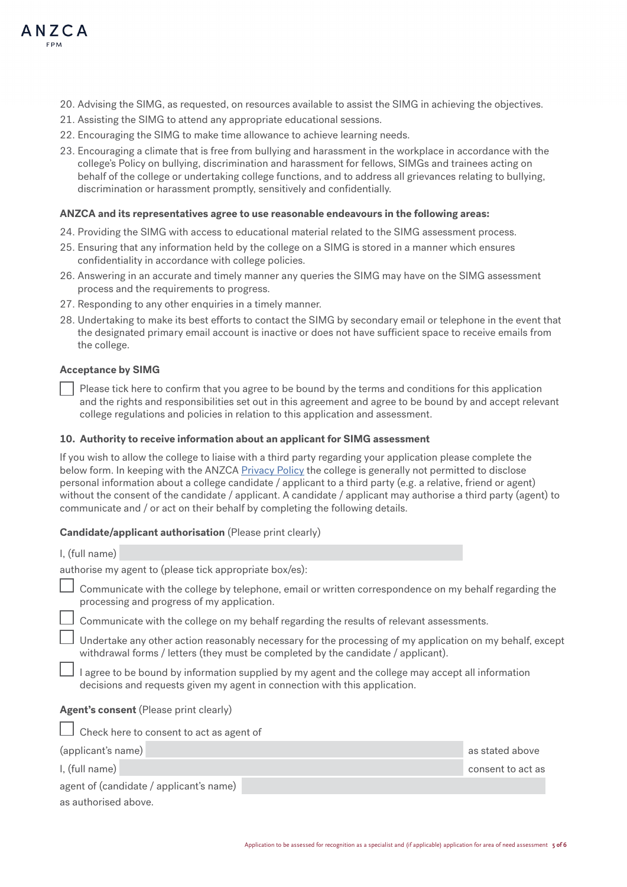20. Advising the SIMG, as requested, on resources available to assist the SIMG in achieving the objectives.
21. Assisting the SIMG to attend any appropriate educational sessions.
22. Encouraging the SIMG to make time allowance to achieve learning needs.
23. Encouraging a climate that is free from bullying and harassment in the workplace in accordance with the college's Policy on bullying, discrimination and harassment for fellows, SIMGs and trainees acting on behalf of the college or undertaking college functions, and to address all grievances relating to bullying, discrimination or harassment promptly, sensitively and confidentially.

**ANZCA and its representatives agree to use reasonable endeavours in the following areas:**

24. Providing the SIMG with access to educational material related to the SIMG assessment process.
25. Ensuring that any information held by the college on a SIMG is stored in a manner which ensures confidentiality in accordance with college policies.
26. Answering in an accurate and timely manner any queries the SIMG may have on the SIMG assessment process and the requirements to progress.
27. Responding to any other enquiries in a timely manner.
28. Undertaking to make its best efforts to contact the SIMG by secondary email or telephone in the event that the designated primary email account is inactive or does not have sufficient space to receive emails from the college.

**Acceptance by SIMG**

☐ Please tick here to confirm that you agree to be bound by the terms and conditions for this application and the rights and responsibilities set out in this agreement and agree to be bound by and accept relevant college regulations and policies in relation to this application and assessment.

### 10. Authority to receive information about an applicant for SIMG assessment

If you wish to allow the college to liaise with a third party regarding your application please complete the below form. In keeping with the ANZCA Privacy Policy the college is generally not permitted to disclose personal information about a college candidate / applicant to a third party (e.g. a relative, friend or agent) without the consent of the candidate / applicant. A candidate / applicant may authorise a third party (agent) to communicate and / or act on their behalf by completing the following details.

**Candidate/applicant authorisation** (Please print clearly)

I, (full name) ______________________

authorise my agent to (please tick appropriate box/es):

☐ Communicate with the college by telephone, email or written correspondence on my behalf regarding the processing and progress of my application.

☐ Communicate with the college on my behalf regarding the results of relevant assessments.

☐ Undertake any other action reasonably necessary for the processing of my application on my behalf, except withdrawal forms / letters (they must be completed by the candidate / applicant).

☐ I agree to be bound by information supplied by my agent and the college may accept all information decisions and requests given my agent in connection with this application.

**Agent's consent** (Please print clearly)

☐ Check here to consent to act as agent of

(applicant's name) ______________________ as stated above

I, (full name) ______________________ consent to act as

agent of (candidate / applicant's name) ______________________

as authorised above.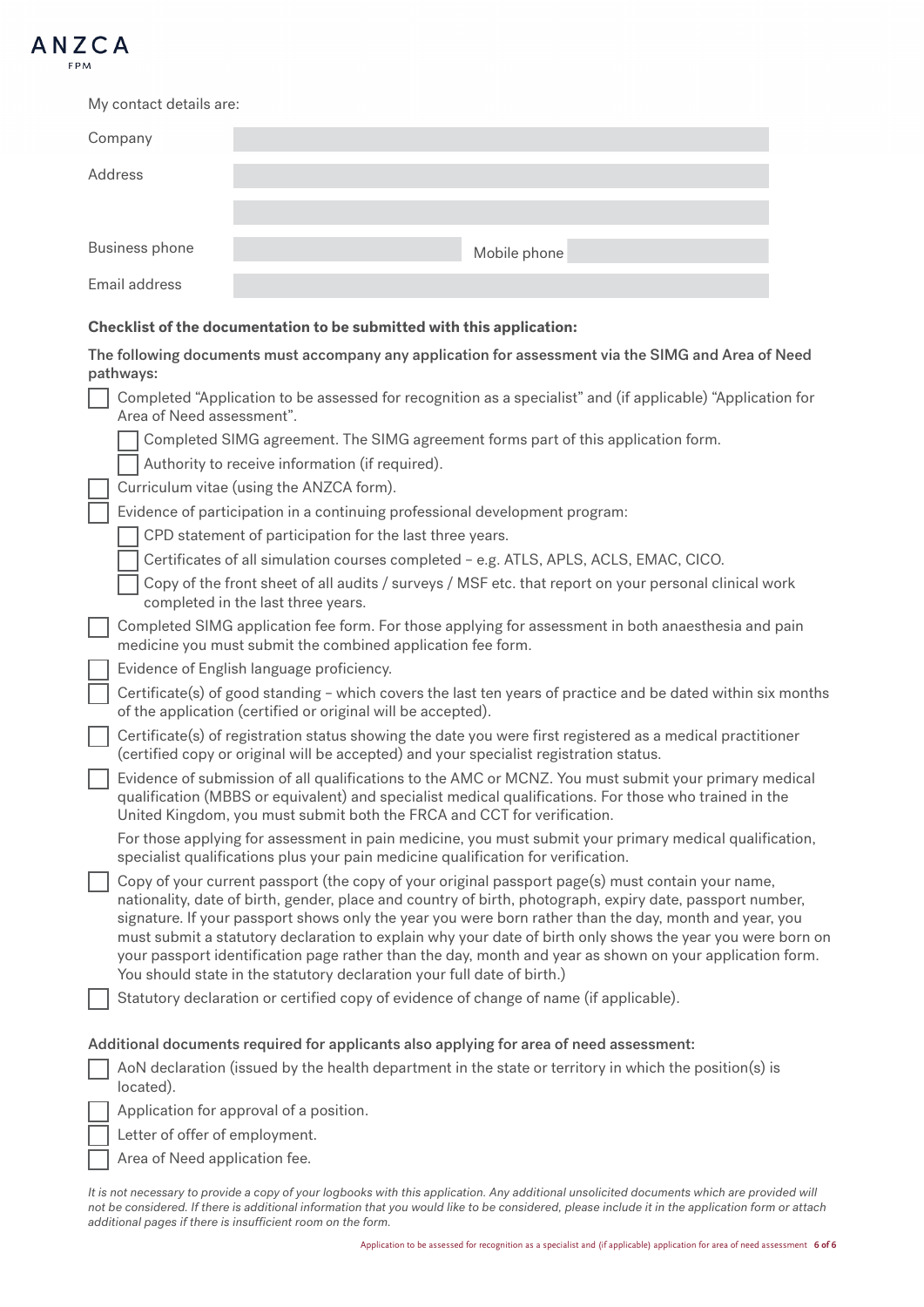My contact details are:

| | |
|---|---|
| Company | |
| Address | |
| | |
| Business phone | Mobile phone |
| Email address | |

**Checklist of the documentation to be submitted with this application:**

**The following documents must accompany any application for assessment via the SIMG and Area of Need pathways:**

- [ ] Completed "Application to be assessed for recognition as a specialist" and (if applicable) "Application for Area of Need assessment".
  - [ ] Completed SIMG agreement. The SIMG agreement forms part of this application form.
  - [ ] Authority to receive information (if required).
- [ ] Curriculum vitae (using the ANZCA form).
- [ ] Evidence of participation in a continuing professional development program:
  - [ ] CPD statement of participation for the last three years.
  - [ ] Certificates of all simulation courses completed – e.g. ATLS, APLS, ACLS, EMAC, CICO.
  - [ ] Copy of the front sheet of all audits / surveys / MSF etc. that report on your personal clinical work completed in the last three years.
- [ ] Completed SIMG application fee form. For those applying for assessment in both anaesthesia and pain medicine you must submit the combined application fee form.
- [ ] Evidence of English language proficiency.
- [ ] Certificate(s) of good standing – which covers the last ten years of practice and be dated within six months of the application (certified or original will be accepted).
- [ ] Certificate(s) of registration status showing the date you were first registered as a medical practitioner (certified copy or original will be accepted) and your specialist registration status.
- [ ] Evidence of submission of all qualifications to the AMC or MCNZ. You must submit your primary medical qualification (MBBS or equivalent) and specialist medical qualifications. For those who trained in the United Kingdom, you must submit both the FRCA and CCT for verification.

  For those applying for assessment in pain medicine, you must submit your primary medical qualification, specialist qualifications plus your pain medicine qualification for verification.
- [ ] Copy of your current passport (the copy of your original passport page(s) must contain your name, nationality, date of birth, gender, place and country of birth, photograph, expiry date, passport number, signature. If your passport shows only the year you were born rather than the day, month and year, you must submit a statutory declaration to explain why your date of birth only shows the year you were born on your passport identification page rather than the day, month and year as shown on your application form. You should state in the statutory declaration your full date of birth.)
- [ ] Statutory declaration or certified copy of evidence of change of name (if applicable).

**Additional documents required for applicants also applying for area of need assessment:**

- [ ] AoN declaration (issued by the health department in the state or territory in which the position(s) is located).
- [ ] Application for approval of a position.
- [ ] Letter of offer of employment.
- [ ] Area of Need application fee.

*It is not necessary to provide a copy of your logbooks with this application. Any additional unsolicited documents which are provided will not be considered. If there is additional information that you would like to be considered, please include it in the application form or attach additional pages if there is insufficient room on the form.*